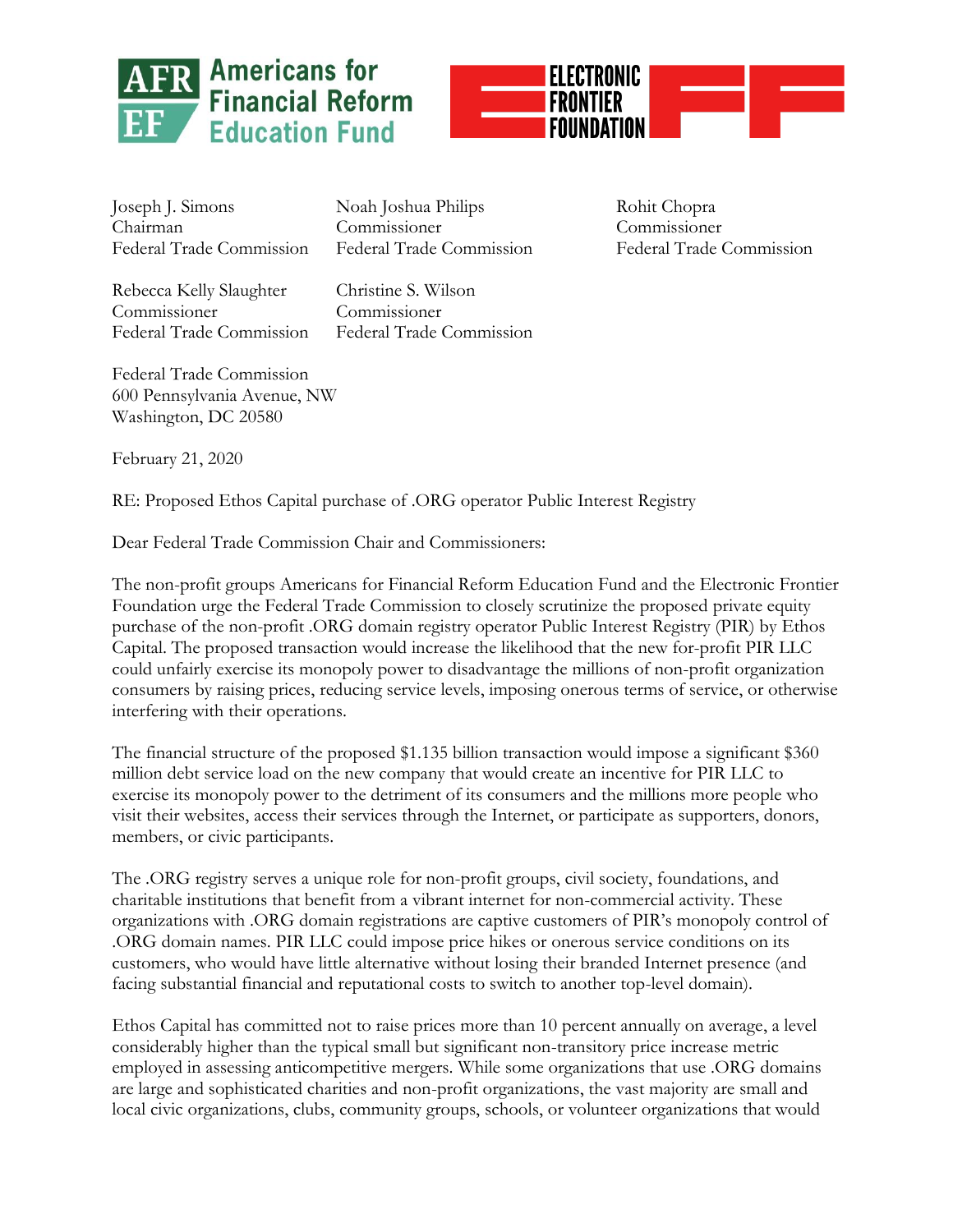Americans for Financial Reform Education Fund

ELECTRONIC FRONTIER FOUNDATION

Joseph J. Simons
Chairman
Federal Trade Commission

Noah Joshua Philips
Commissioner
Federal Trade Commission

Rohit Chopra
Commissioner
Federal Trade Commission

Rebecca Kelly Slaughter
Commissioner
Federal Trade Commission

Christine S. Wilson
Commissioner
Federal Trade Commission

Federal Trade Commission
600 Pennsylvania Avenue, NW
Washington, DC 20580

February 21, 2020

RE: Proposed Ethos Capital purchase of .ORG operator Public Interest Registry

Dear Federal Trade Commission Chair and Commissioners:

The non-profit groups Americans for Financial Reform Education Fund and the Electronic Frontier Foundation urge the Federal Trade Commission to closely scrutinize the proposed private equity purchase of the non-profit .ORG domain registry operator Public Interest Registry (PIR) by Ethos Capital. The proposed transaction would increase the likelihood that the new for-profit PIR LLC could unfairly exercise its monopoly power to disadvantage the millions of non-profit organization consumers by raising prices, reducing service levels, imposing onerous terms of service, or otherwise interfering with their operations.

The financial structure of the proposed $1.135 billion transaction would impose a significant $360 million debt service load on the new company that would create an incentive for PIR LLC to exercise its monopoly power to the detriment of its consumers and the millions more people who visit their websites, access their services through the Internet, or participate as supporters, donors, members, or civic participants.

The .ORG registry serves a unique role for non-profit groups, civil society, foundations, and charitable institutions that benefit from a vibrant internet for non-commercial activity. These organizations with .ORG domain registrations are captive customers of PIR's monopoly control of .ORG domain names. PIR LLC could impose price hikes or onerous service conditions on its customers, who would have little alternative without losing their branded Internet presence (and facing substantial financial and reputational costs to switch to another top-level domain).

Ethos Capital has committed not to raise prices more than 10 percent annually on average, a level considerably higher than the typical small but significant non-transitory price increase metric employed in assessing anticompetitive mergers. While some organizations that use .ORG domains are large and sophisticated charities and non-profit organizations, the vast majority are small and local civic organizations, clubs, community groups, schools, or volunteer organizations that would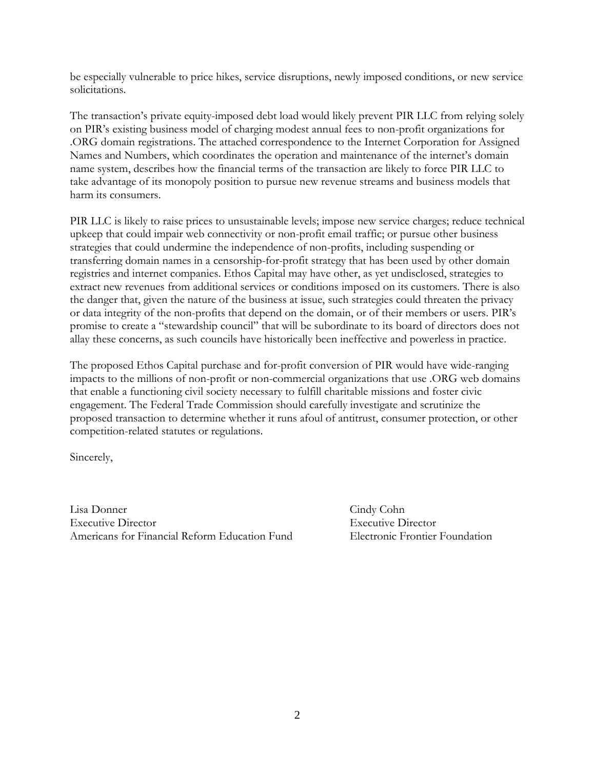be especially vulnerable to price hikes, service disruptions, newly imposed conditions, or new service solicitations.

The transaction's private equity-imposed debt load would likely prevent PIR LLC from relying solely on PIR's existing business model of charging modest annual fees to non-profit organizations for .ORG domain registrations. The attached correspondence to the Internet Corporation for Assigned Names and Numbers, which coordinates the operation and maintenance of the internet's domain name system, describes how the financial terms of the transaction are likely to force PIR LLC to take advantage of its monopoly position to pursue new revenue streams and business models that harm its consumers.

PIR LLC is likely to raise prices to unsustainable levels; impose new service charges; reduce technical upkeep that could impair web connectivity or non-profit email traffic; or pursue other business strategies that could undermine the independence of non-profits, including suspending or transferring domain names in a censorship-for-profit strategy that has been used by other domain registries and internet companies. Ethos Capital may have other, as yet undisclosed, strategies to extract new revenues from additional services or conditions imposed on its customers. There is also the danger that, given the nature of the business at issue, such strategies could threaten the privacy or data integrity of the non-profits that depend on the domain, or of their members or users. PIR's promise to create a "stewardship council" that will be subordinate to its board of directors does not allay these concerns, as such councils have historically been ineffective and powerless in practice.

The proposed Ethos Capital purchase and for-profit conversion of PIR would have wide-ranging impacts to the millions of non-profit or non-commercial organizations that use .ORG web domains that enable a functioning civil society necessary to fulfill charitable missions and foster civic engagement. The Federal Trade Commission should carefully investigate and scrutinize the proposed transaction to determine whether it runs afoul of antitrust, consumer protection, or other competition-related statutes or regulations.

Sincerely,

Lisa Donner
Executive Director
Americans for Financial Reform Education Fund

Cindy Cohn
Executive Director
Electronic Frontier Foundation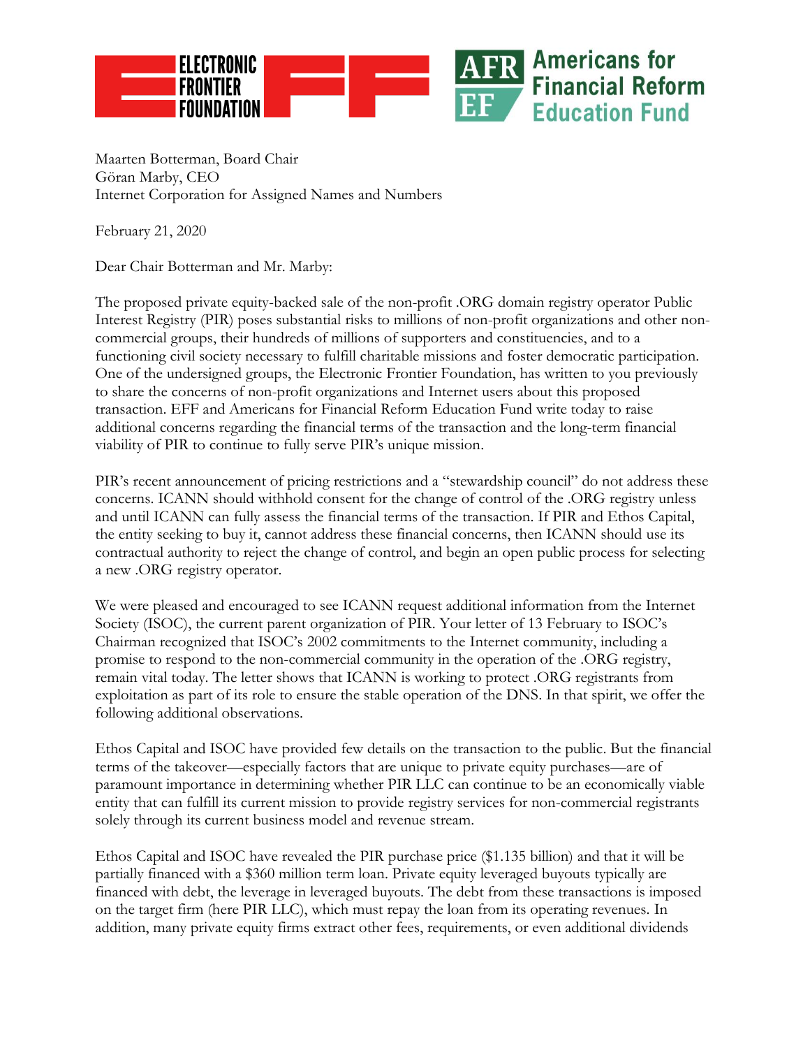Maarten Botterman, Board Chair
Göran Marby, CEO
Internet Corporation for Assigned Names and Numbers

February 21, 2020

Dear Chair Botterman and Mr. Marby:

The proposed private equity-backed sale of the non-profit .ORG domain registry operator Public Interest Registry (PIR) poses substantial risks to millions of non-profit organizations and other non-commercial groups, their hundreds of millions of supporters and constituencies, and to a functioning civil society necessary to fulfill charitable missions and foster democratic participation. One of the undersigned groups, the Electronic Frontier Foundation, has written to you previously to share the concerns of non-profit organizations and Internet users about this proposed transaction. EFF and Americans for Financial Reform Education Fund write today to raise additional concerns regarding the financial terms of the transaction and the long-term financial viability of PIR to continue to fully serve PIR's unique mission.

PIR's recent announcement of pricing restrictions and a "stewardship council" do not address these concerns. ICANN should withhold consent for the change of control of the .ORG registry unless and until ICANN can fully assess the financial terms of the transaction. If PIR and Ethos Capital, the entity seeking to buy it, cannot address these financial concerns, then ICANN should use its contractual authority to reject the change of control, and begin an open public process for selecting a new .ORG registry operator.

We were pleased and encouraged to see ICANN request additional information from the Internet Society (ISOC), the current parent organization of PIR. Your letter of 13 February to ISOC's Chairman recognized that ISOC's 2002 commitments to the Internet community, including a promise to respond to the non-commercial community in the operation of the .ORG registry, remain vital today. The letter shows that ICANN is working to protect .ORG registrants from exploitation as part of its role to ensure the stable operation of the DNS. In that spirit, we offer the following additional observations.

Ethos Capital and ISOC have provided few details on the transaction to the public. But the financial terms of the takeover—especially factors that are unique to private equity purchases—are of paramount importance in determining whether PIR LLC can continue to be an economically viable entity that can fulfill its current mission to provide registry services for non-commercial registrants solely through its current business model and revenue stream.

Ethos Capital and ISOC have revealed the PIR purchase price ($1.135 billion) and that it will be partially financed with a $360 million term loan. Private equity leveraged buyouts typically are financed with debt, the leverage in leveraged buyouts. The debt from these transactions is imposed on the target firm (here PIR LLC), which must repay the loan from its operating revenues. In addition, many private equity firms extract other fees, requirements, or even additional dividends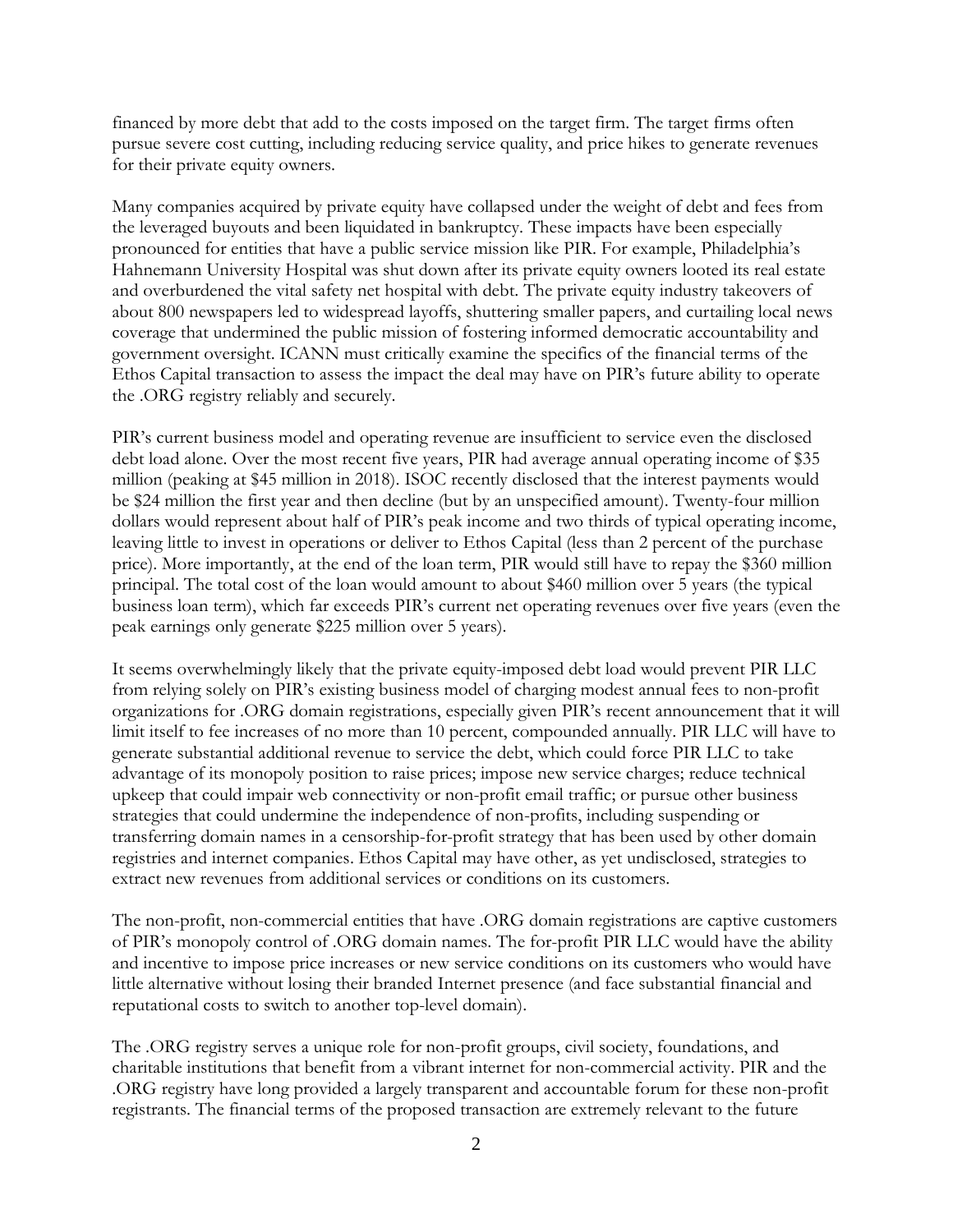financed by more debt that add to the costs imposed on the target firm. The target firms often pursue severe cost cutting, including reducing service quality, and price hikes to generate revenues for their private equity owners.

Many companies acquired by private equity have collapsed under the weight of debt and fees from the leveraged buyouts and been liquidated in bankruptcy. These impacts have been especially pronounced for entities that have a public service mission like PIR. For example, Philadelphia's Hahnemann University Hospital was shut down after its private equity owners looted its real estate and overburdened the vital safety net hospital with debt. The private equity industry takeovers of about 800 newspapers led to widespread layoffs, shuttering smaller papers, and curtailing local news coverage that undermined the public mission of fostering informed democratic accountability and government oversight. ICANN must critically examine the specifics of the financial terms of the Ethos Capital transaction to assess the impact the deal may have on PIR's future ability to operate the .ORG registry reliably and securely.

PIR's current business model and operating revenue are insufficient to service even the disclosed debt load alone. Over the most recent five years, PIR had average annual operating income of $35 million (peaking at $45 million in 2018). ISOC recently disclosed that the interest payments would be $24 million the first year and then decline (but by an unspecified amount). Twenty-four million dollars would represent about half of PIR's peak income and two thirds of typical operating income, leaving little to invest in operations or deliver to Ethos Capital (less than 2 percent of the purchase price). More importantly, at the end of the loan term, PIR would still have to repay the $360 million principal. The total cost of the loan would amount to about $460 million over 5 years (the typical business loan term), which far exceeds PIR's current net operating revenues over five years (even the peak earnings only generate $225 million over 5 years).

It seems overwhelmingly likely that the private equity-imposed debt load would prevent PIR LLC from relying solely on PIR's existing business model of charging modest annual fees to non-profit organizations for .ORG domain registrations, especially given PIR's recent announcement that it will limit itself to fee increases of no more than 10 percent, compounded annually. PIR LLC will have to generate substantial additional revenue to service the debt, which could force PIR LLC to take advantage of its monopoly position to raise prices; impose new service charges; reduce technical upkeep that could impair web connectivity or non-profit email traffic; or pursue other business strategies that could undermine the independence of non-profits, including suspending or transferring domain names in a censorship-for-profit strategy that has been used by other domain registries and internet companies. Ethos Capital may have other, as yet undisclosed, strategies to extract new revenues from additional services or conditions on its customers.

The non-profit, non-commercial entities that have .ORG domain registrations are captive customers of PIR's monopoly control of .ORG domain names. The for-profit PIR LLC would have the ability and incentive to impose price increases or new service conditions on its customers who would have little alternative without losing their branded Internet presence (and face substantial financial and reputational costs to switch to another top-level domain).

The .ORG registry serves a unique role for non-profit groups, civil society, foundations, and charitable institutions that benefit from a vibrant internet for non-commercial activity. PIR and the .ORG registry have long provided a largely transparent and accountable forum for these non-profit registrants. The financial terms of the proposed transaction are extremely relevant to the future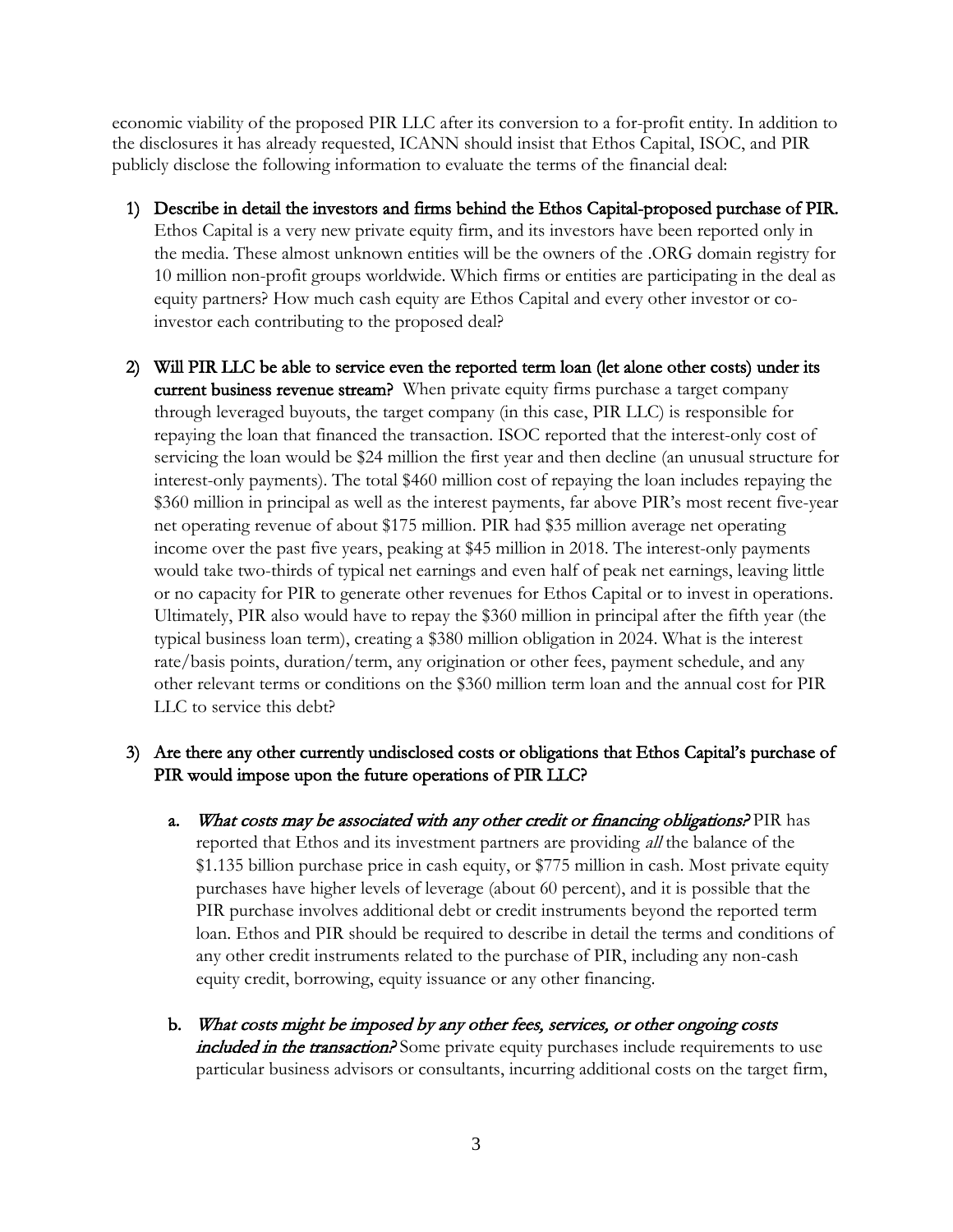economic viability of the proposed PIR LLC after its conversion to a for-profit entity. In addition to the disclosures it has already requested, ICANN should insist that Ethos Capital, ISOC, and PIR publicly disclose the following information to evaluate the terms of the financial deal:

1) Describe in detail the investors and firms behind the Ethos Capital-proposed purchase of PIR. Ethos Capital is a very new private equity firm, and its investors have been reported only in the media. These almost unknown entities will be the owners of the .ORG domain registry for 10 million non-profit groups worldwide. Which firms or entities are participating in the deal as equity partners? How much cash equity are Ethos Capital and every other investor or co-investor each contributing to the proposed deal?

2) Will PIR LLC be able to service even the reported term loan (let alone other costs) under its current business revenue stream? When private equity firms purchase a target company through leveraged buyouts, the target company (in this case, PIR LLC) is responsible for repaying the loan that financed the transaction. ISOC reported that the interest-only cost of servicing the loan would be $24 million the first year and then decline (an unusual structure for interest-only payments). The total $460 million cost of repaying the loan includes repaying the $360 million in principal as well as the interest payments, far above PIR's most recent five-year net operating revenue of about $175 million. PIR had $35 million average net operating income over the past five years, peaking at $45 million in 2018. The interest-only payments would take two-thirds of typical net earnings and even half of peak net earnings, leaving little or no capacity for PIR to generate other revenues for Ethos Capital or to invest in operations. Ultimately, PIR also would have to repay the $360 million in principal after the fifth year (the typical business loan term), creating a $380 million obligation in 2024. What is the interest rate/basis points, duration/term, any origination or other fees, payment schedule, and any other relevant terms or conditions on the $360 million term loan and the annual cost for PIR LLC to service this debt?

3) Are there any other currently undisclosed costs or obligations that Ethos Capital's purchase of PIR would impose upon the future operations of PIR LLC?

   a. *What costs may be associated with any other credit or financing obligations?* PIR has reported that Ethos and its investment partners are providing *all* the balance of the $1.135 billion purchase price in cash equity, or $775 million in cash. Most private equity purchases have higher levels of leverage (about 60 percent), and it is possible that the PIR purchase involves additional debt or credit instruments beyond the reported term loan. Ethos and PIR should be required to describe in detail the terms and conditions of any other credit instruments related to the purchase of PIR, including any non-cash equity credit, borrowing, equity issuance or any other financing.

   b. *What costs might be imposed by any other fees, services, or other ongoing costs included in the transaction?* Some private equity purchases include requirements to use particular business advisors or consultants, incurring additional costs on the target firm,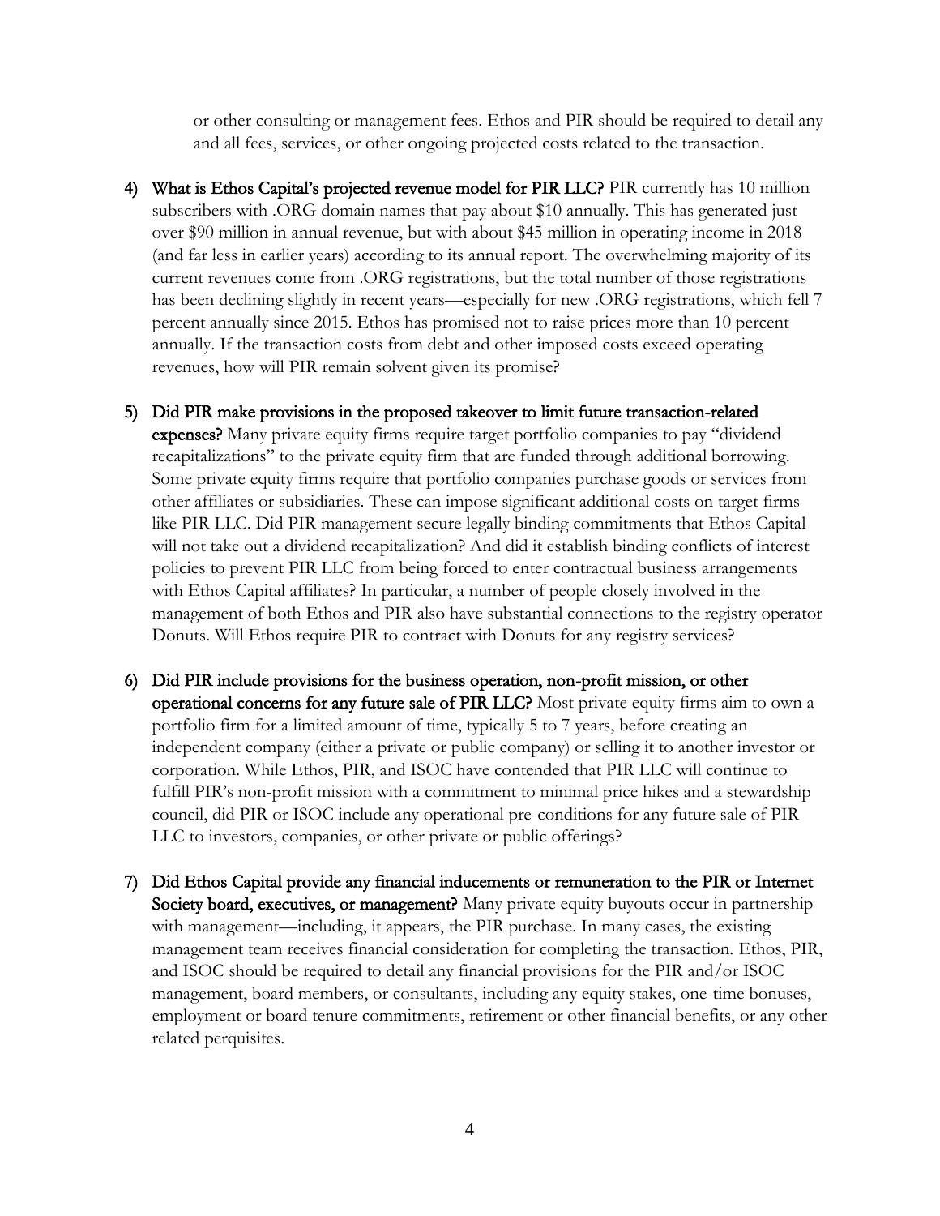or other consulting or management fees. Ethos and PIR should be required to detail any and all fees, services, or other ongoing projected costs related to the transaction.

4) **What is Ethos Capital's projected revenue model for PIR LLC?** PIR currently has 10 million subscribers with .ORG domain names that pay about $10 annually. This has generated just over $90 million in annual revenue, but with about $45 million in operating income in 2018 (and far less in earlier years) according to its annual report. The overwhelming majority of its current revenues come from .ORG registrations, but the total number of those registrations has been declining slightly in recent years—especially for new .ORG registrations, which fell 7 percent annually since 2015. Ethos has promised not to raise prices more than 10 percent annually. If the transaction costs from debt and other imposed costs exceed operating revenues, how will PIR remain solvent given its promise?

5) **Did PIR make provisions in the proposed takeover to limit future transaction-related expenses?** Many private equity firms require target portfolio companies to pay "dividend recapitalizations" to the private equity firm that are funded through additional borrowing. Some private equity firms require that portfolio companies purchase goods or services from other affiliates or subsidiaries. These can impose significant additional costs on target firms like PIR LLC. Did PIR management secure legally binding commitments that Ethos Capital will not take out a dividend recapitalization? And did it establish binding conflicts of interest policies to prevent PIR LLC from being forced to enter contractual business arrangements with Ethos Capital affiliates? In particular, a number of people closely involved in the management of both Ethos and PIR also have substantial connections to the registry operator Donuts. Will Ethos require PIR to contract with Donuts for any registry services?

6) **Did PIR include provisions for the business operation, non-profit mission, or other operational concerns for any future sale of PIR LLC?** Most private equity firms aim to own a portfolio firm for a limited amount of time, typically 5 to 7 years, before creating an independent company (either a private or public company) or selling it to another investor or corporation. While Ethos, PIR, and ISOC have contended that PIR LLC will continue to fulfill PIR's non-profit mission with a commitment to minimal price hikes and a stewardship council, did PIR or ISOC include any operational pre-conditions for any future sale of PIR LLC to investors, companies, or other private or public offerings?

7) **Did Ethos Capital provide any financial inducements or remuneration to the PIR or Internet Society board, executives, or management?** Many private equity buyouts occur in partnership with management—including, it appears, the PIR purchase. In many cases, the existing management team receives financial consideration for completing the transaction. Ethos, PIR, and ISOC should be required to detail any financial provisions for the PIR and/or ISOC management, board members, or consultants, including any equity stakes, one-time bonuses, employment or board tenure commitments, retirement or other financial benefits, or any other related perquisites.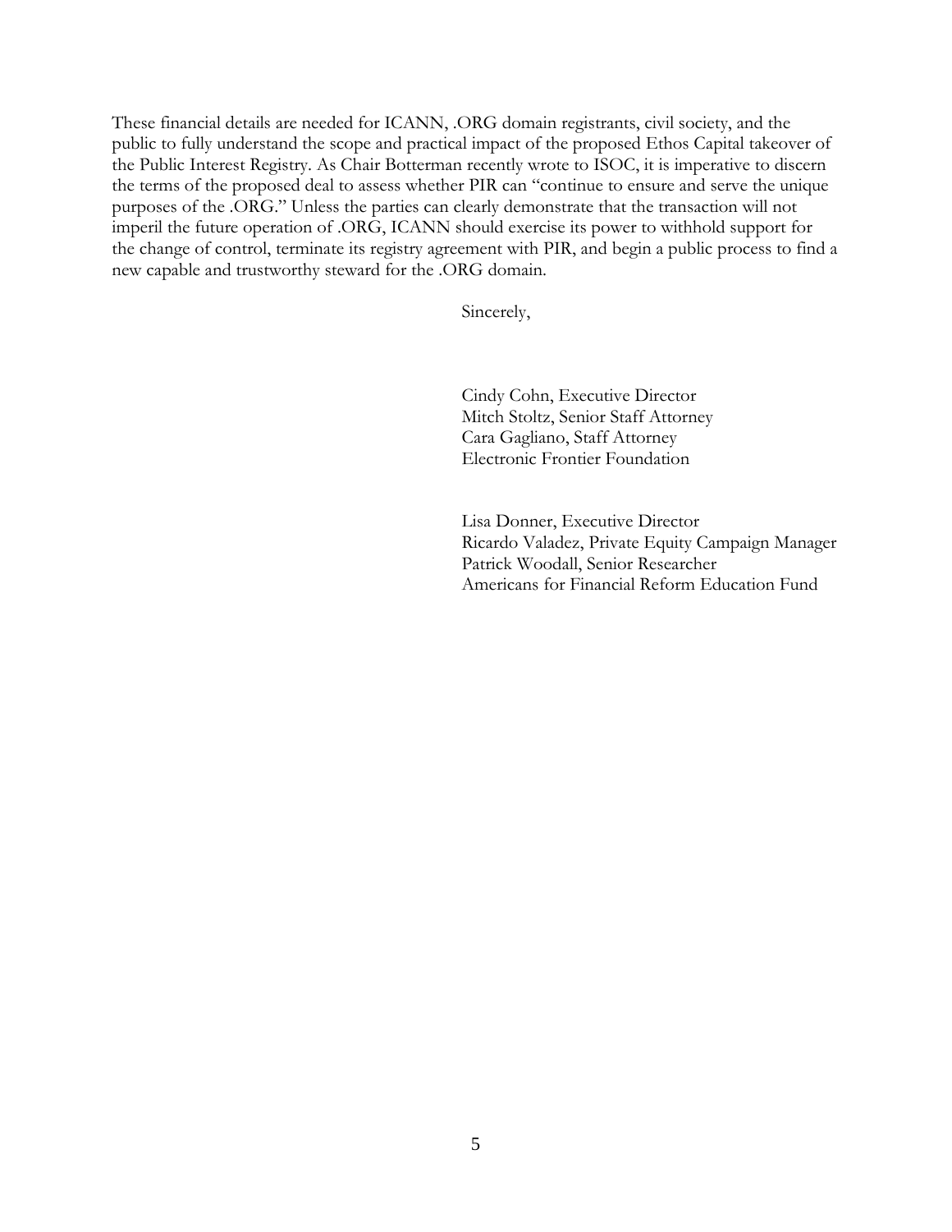These financial details are needed for ICANN, .ORG domain registrants, civil society, and the public to fully understand the scope and practical impact of the proposed Ethos Capital takeover of the Public Interest Registry. As Chair Botterman recently wrote to ISOC, it is imperative to discern the terms of the proposed deal to assess whether PIR can "continue to ensure and serve the unique purposes of the .ORG." Unless the parties can clearly demonstrate that the transaction will not imperil the future operation of .ORG, ICANN should exercise its power to withhold support for the change of control, terminate its registry agreement with PIR, and begin a public process to find a new capable and trustworthy steward for the .ORG domain.

Sincerely,

Cindy Cohn, Executive Director
Mitch Stoltz, Senior Staff Attorney
Cara Gagliano, Staff Attorney
Electronic Frontier Foundation

Lisa Donner, Executive Director
Ricardo Valadez, Private Equity Campaign Manager
Patrick Woodall, Senior Researcher
Americans for Financial Reform Education Fund